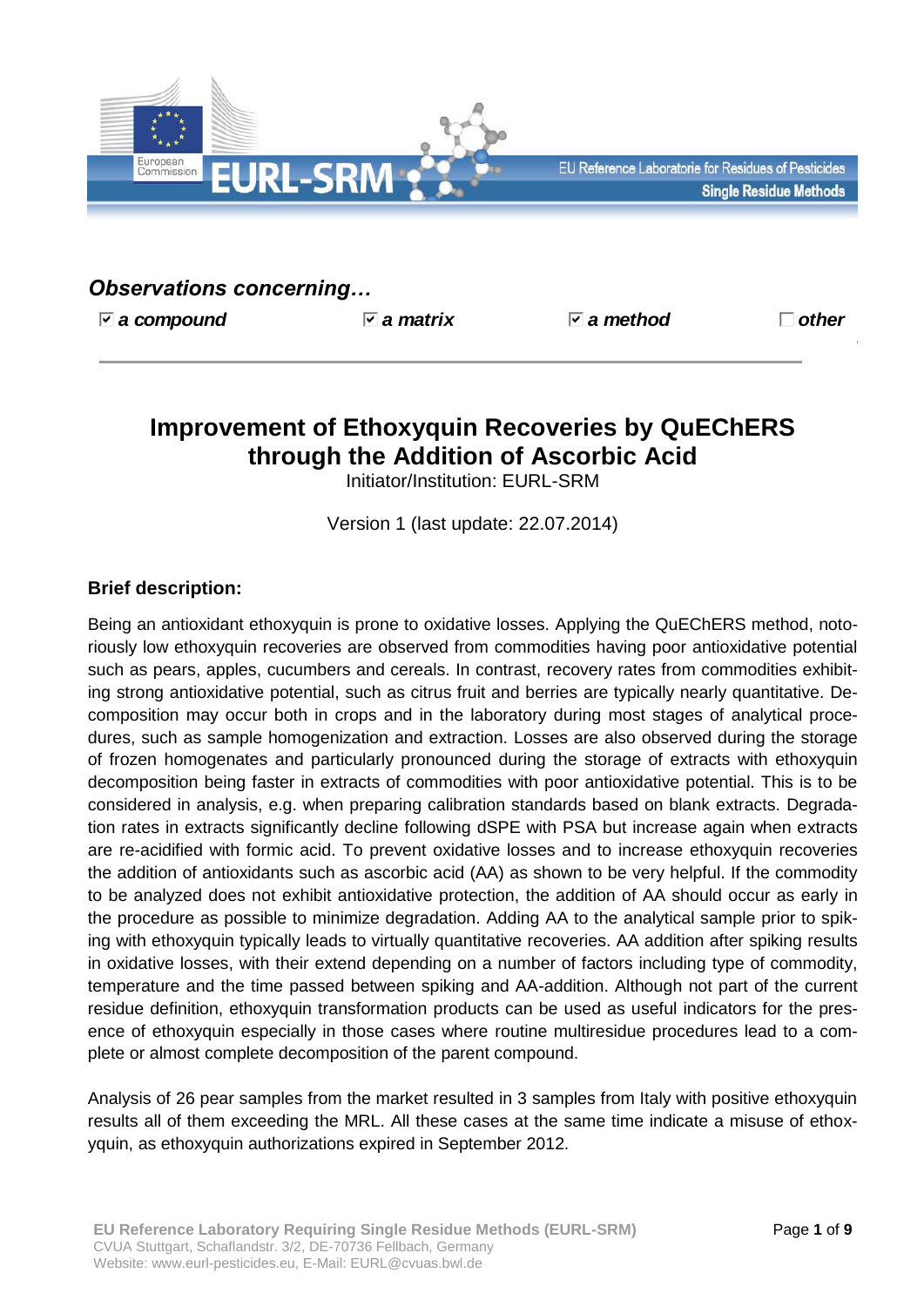## *Observations concerning…*

☑ ***a compound*** ☑ ***a matrix*** ☑ ***a method*** ☐ ***other***

# Improvement of Ethoxyquin Recoveries by QuEChERS through the Addition of Ascorbic Acid

Initiator/Institution: EURL-SRM

Version 1 (last update: 22.07.2014)

### Brief description:

Being an antioxidant ethoxyquin is prone to oxidative losses. Applying the QuEChERS method, notoriously low ethoxyquin recoveries are observed from commodities having poor antioxidative potential such as pears, apples, cucumbers and cereals. In contrast, recovery rates from commodities exhibiting strong antioxidative potential, such as citrus fruit and berries are typically nearly quantitative. Decomposition may occur both in crops and in the laboratory during most stages of analytical procedures, such as sample homogenization and extraction. Losses are also observed during the storage of frozen homogenates and particularly pronounced during the storage of extracts with ethoxyquin decomposition being faster in extracts of commodities with poor antioxidative potential. This is to be considered in analysis, e.g. when preparing calibration standards based on blank extracts. Degradation rates in extracts significantly decline following dSPE with PSA but increase again when extracts are re-acidified with formic acid. To prevent oxidative losses and to increase ethoxyquin recoveries the addition of antioxidants such as ascorbic acid (AA) as shown to be very helpful. If the commodity to be analyzed does not exhibit antioxidative protection, the addition of AA should occur as early in the procedure as possible to minimize degradation. Adding AA to the analytical sample prior to spiking with ethoxyquin typically leads to virtually quantitative recoveries. AA addition after spiking results in oxidative losses, with their extend depending on a number of factors including type of commodity, temperature and the time passed between spiking and AA-addition. Although not part of the current residue definition, ethoxyquin transformation products can be used as useful indicators for the presence of ethoxyquin especially in those cases where routine multiresidue procedures lead to a complete or almost complete decomposition of the parent compound.

Analysis of 26 pear samples from the market resulted in 3 samples from Italy with positive ethoxyquin results all of them exceeding the MRL. All these cases at the same time indicate a misuse of ethoxyquin, as ethoxyquin authorizations expired in September 2012.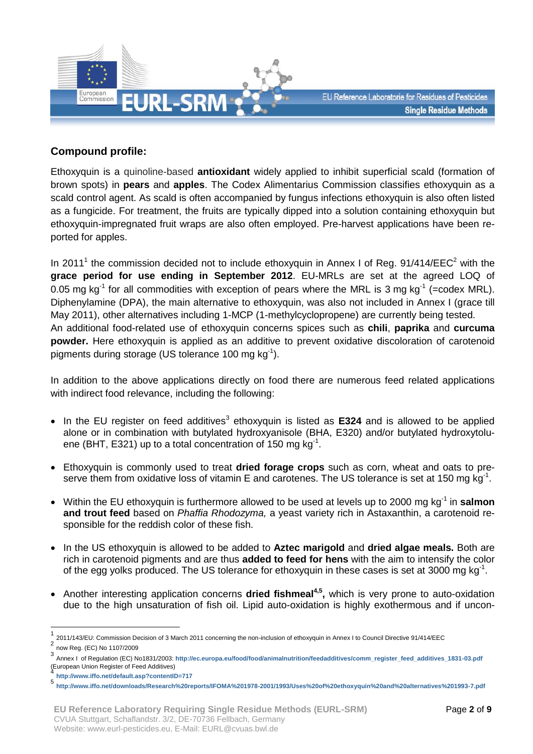## Compound profile:

Ethoxyquin is a quinoline-based **antioxidant** widely applied to inhibit superficial scald (formation of brown spots) in **pears** and **apples**. The Codex Alimentarius Commission classifies ethoxyquin as a scald control agent. As scald is often accompanied by fungus infections ethoxyquin is also often listed as a fungicide. For treatment, the fruits are typically dipped into a solution containing ethoxyquin but ethoxyquin-impregnated fruit wraps are also often employed. Pre-harvest applications have been reported for apples.

In 2011[1] the commission decided not to include ethoxyquin in Annex I of Reg. 91/414/EEC[2] with the **grace period for use ending in September 2012**. EU-MRLs are set at the agreed LOQ of 0.05 mg $kg^{-1}$ for all commodities with exception of pears where the MRL is 3 mg $kg^{-1}$ (=codex MRL). Diphenylamine (DPA), the main alternative to ethoxyquin, was also not included in Annex I (grace till May 2011), other alternatives including 1-MCP (1-methylcyclopropene) are currently being tested.
An additional food-related use of ethoxyquin concerns spices such as **chili**, **paprika** and **curcuma powder.** Here ethoxyquin is applied as an additive to prevent oxidative discoloration of carotenoid pigments during storage (US tolerance 100 mg $kg^{-1}$).

In addition to the above applications directly on food there are numerous feed related applications with indirect food relevance, including the following:

- In the EU register on feed additives[3] ethoxyquin is listed as **E324** and is allowed to be applied alone or in combination with butylated hydroxyanisole (BHA, E320) and/or butylated hydroxytoluene (BHT, E321) up to a total concentration of 150 mg $kg^{-1}$.

- Ethoxyquin is commonly used to treat **dried forage crops** such as corn, wheat and oats to preserve them from oxidative loss of vitamin E and carotenes. The US tolerance is set at 150 mg $kg^{-1}$.

- Within the EU ethoxyquin is furthermore allowed to be used at levels up to 2000 mg $kg^{-1}$ in **salmon and trout feed** based on *Phaffia Rhodozyma,* a yeast variety rich in Astaxanthin, a carotenoid responsible for the reddish color of these fish.

- In the US ethoxyquin is allowed to be added to **Aztec marigold** and **dried algae meals.** Both are rich in carotenoid pigments and are thus **added to feed for hens** with the aim to intensify the color of the egg yolks produced. The US tolerance for ethoxyquin in these cases is set at 3000 mg $kg^{-1}$.

- Another interesting application concerns **dried fishmeal**[4,5]**,** which is very prone to auto-oxidation due to the high unsaturation of fish oil. Lipid auto-oxidation is highly exothermous and if uncon-

---

[1] 2011/143/EU: Commission Decision of 3 March 2011 concerning the non-inclusion of ethoxyquin in Annex I to Council Directive 91/414/EEC

[2] now Reg. (EC) No 1107/2009

[3] Annex I of Regulation (EC) No1831/2003: **http://ec.europa.eu/food/food/animalnutrition/feedadditives/comm_register_feed_additives_1831-03.pdf** (European Union Register of Feed Additives)

[4] **http://www.iffo.net/default.asp?contentID=717**

[5] **http://www.iffo.net/downloads/Research%20reports/IFOMA%201978-2001/1993/Uses%20of%20ethoxyquin%20and%20alternatives%201993-7.pdf**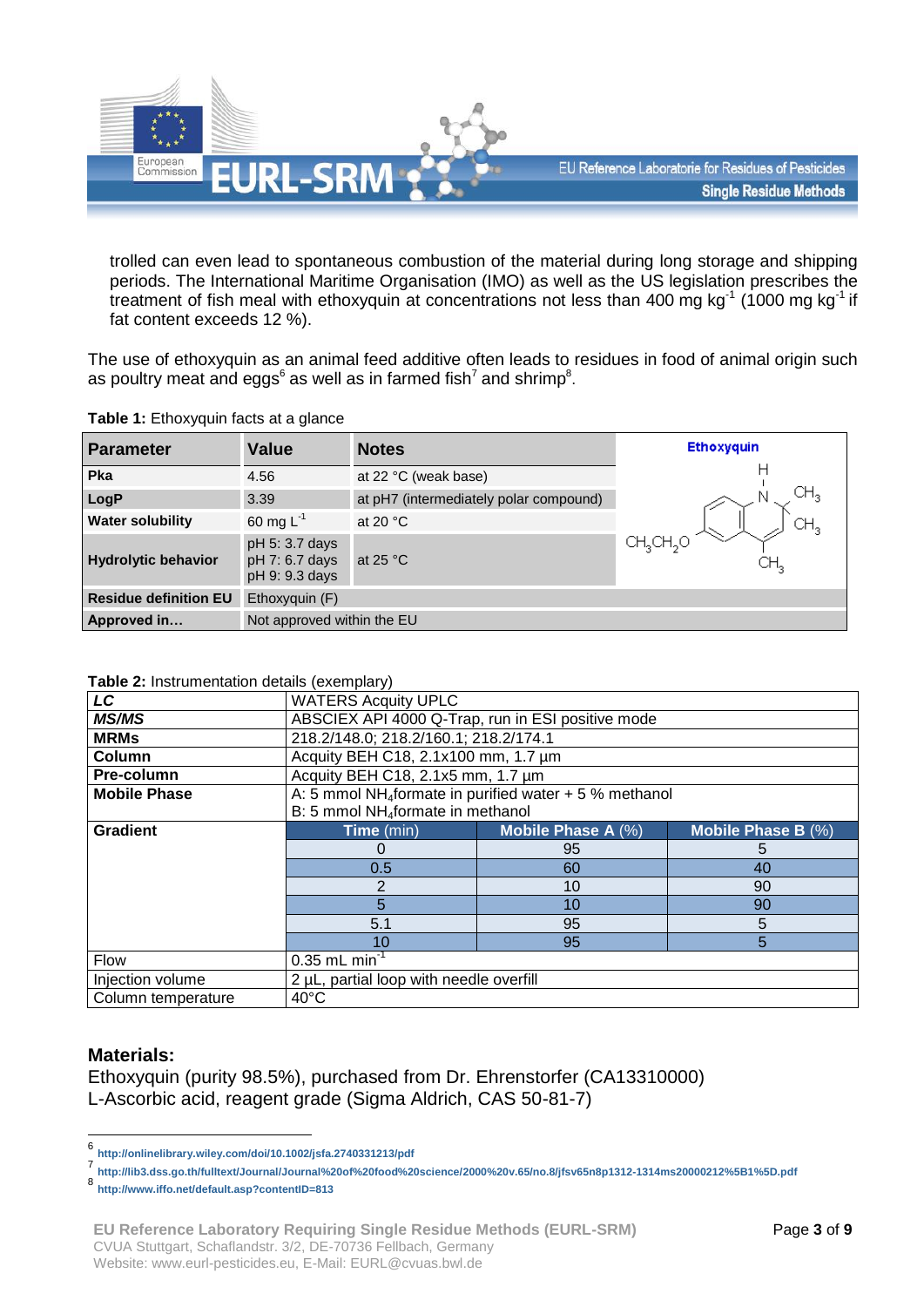trolled can even lead to spontaneous combustion of the material during long storage and shipping periods. The International Maritime Organisation (IMO) as well as the US legislation prescribes the treatment of fish meal with ethoxyquin at concentrations not less than 400 mg $kg^{-1}$ (1000 mg $kg^{-1}$ if fat content exceeds 12 %).

The use of ethoxyquin as an animal feed additive often leads to residues in food of animal origin such as poultry meat and eggs[6] as well as in farmed fish[7] and shrimp[8].

**Table 1:** Ethoxyquin facts at a glance

| Parameter | Value | Notes | Ethoxyquin |
|---|---|---|---|
| **Pka** | 4.56 | at 22 °C (weak base) | |
| **LogP** | 3.39 | at pH7 (intermediately polar compound) | |
| **Water solubility** | 60 mg $L^{-1}$ | at 20 °C | |
| **Hydrolytic behavior** | pH 5: 3.7 days<br>pH 7: 6.7 days<br>pH 9: 9.3 days | at 25 °C | |
| **Residue definition EU** | Ethoxyquin (F) | | |
| **Approved in…** | Not approved within the EU | | |

**Table 2:** Instrumentation details (exemplary)

| | | | |
|---|---|---|---|
| ***LC*** | WATERS Acquity UPLC | | |
| ***MS/MS*** | ABSCIEX API 4000 Q-Trap, run in ESI positive mode | | |
| **MRMs** | 218.2/148.0; 218.2/160.1; 218.2/174.1 | | |
| **Column** | Acquity BEH C18, 2.1x100 mm, 1.7 µm | | |
| **Pre-column** | Acquity BEH C18, 2.1x5 mm, 1.7 µm | | |
| **Mobile Phase** | A: 5 mmol $NH_4$formate in purified water + 5 % methanol<br>B: 5 mmol $NH_4$formate in methanol | | |
| **Gradient** | **Time** (min) | **Mobile Phase A** (%) | **Mobile Phase B** (%) |
| | 0 | 95 | 5 |
| | 0.5 | 60 | 40 |
| | 2 | 10 | 90 |
| | 5 | 10 | 90 |
| | 5.1 | 95 | 5 |
| | 10 | 95 | 5 |
| Flow | 0.35 mL $min^{-1}$ | | |
| Injection volume | 2 µL, partial loop with needle overfill | | |
| Column temperature | 40°C | | |

## Materials:

Ethoxyquin (purity 98.5%), purchased from Dr. Ehrenstorfer (CA13310000)
L-Ascorbic acid, reagent grade (Sigma Aldrich, CAS 50-81-7)

---

[6] http://onlinelibrary.wiley.com/doi/10.1002/jsfa.2740331213/pdf

[7] http://lib3.dss.go.th/fulltext/Journal/Journal%20of%20food%20science/2000%20v.65/no.8/jfsv65n8p1312-1314ms20000212%5B1%5D.pdf

[8] http://www.iffo.net/default.asp?contentID=813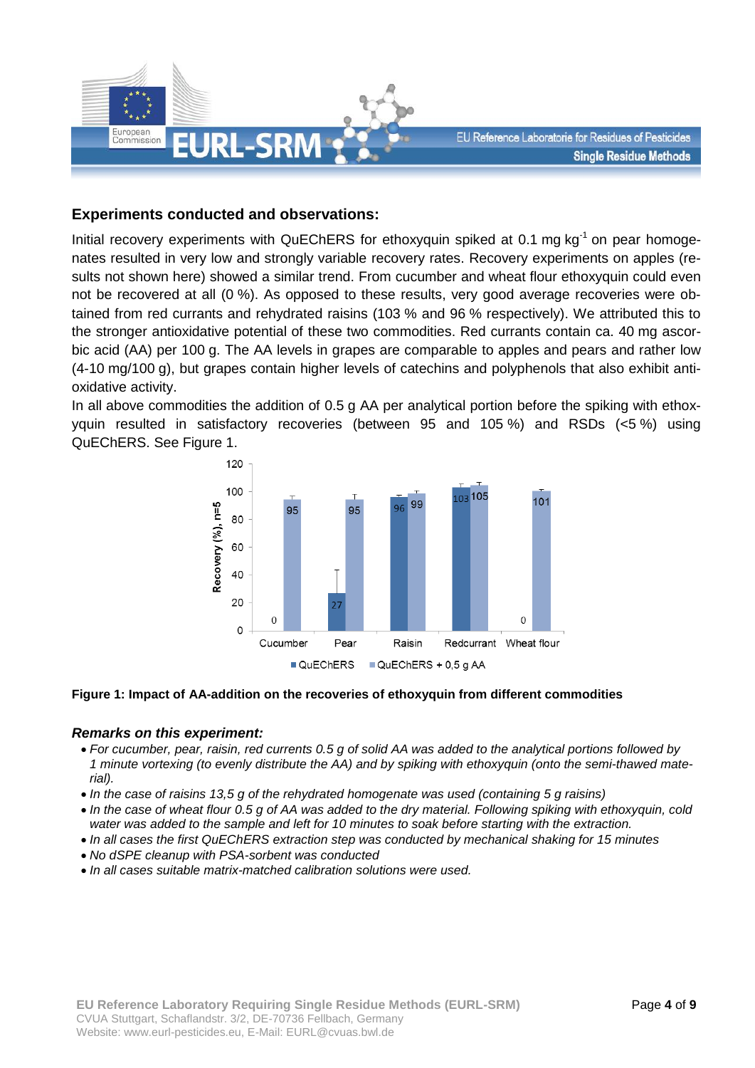## Experiments conducted and observations:

Initial recovery experiments with QuEChERS for ethoxyquin spiked at 0.1 mg $kg^{-1}$ on pear homogenates resulted in very low and strongly variable recovery rates. Recovery experiments on apples (results not shown here) showed a similar trend. From cucumber and wheat flour ethoxyquin could even not be recovered at all (0 %). As opposed to these results, very good average recoveries were obtained from red currants and rehydrated raisins (103 % and 96 % respectively). We attributed this to the stronger antioxidative potential of these two commodities. Red currants contain ca. 40 mg ascorbic acid (AA) per 100 g. The AA levels in grapes are comparable to apples and pears and rather low (4-10 mg/100 g), but grapes contain higher levels of catechins and polyphenols that also exhibit antioxidative activity.

In all above commodities the addition of 0.5 g AA per analytical portion before the spiking with ethoxyquin resulted in satisfactory recoveries (between 95 and 105 %) and RSDs (<5 %) using QuEChERS. See Figure 1.

**Figure 1: Impact of AA-addition on the recoveries of ethoxyquin from different commodities**

### *Remarks on this experiment:*

- *For cucumber, pear, raisin, red currents 0.5 g of solid AA was added to the analytical portions followed by 1 minute vortexing (to evenly distribute the AA) and by spiking with ethoxyquin (onto the semi-thawed material).*
- *In the case of raisins 13,5 g of the rehydrated homogenate was used (containing 5 g raisins)*
- *In the case of wheat flour 0.5 g of AA was added to the dry material. Following spiking with ethoxyquin, cold water was added to the sample and left for 10 minutes to soak before starting with the extraction.*
- *In all cases the first QuEChERS extraction step was conducted by mechanical shaking for 15 minutes*
- *No dSPE cleanup with PSA-sorbent was conducted*
- *In all cases suitable matrix-matched calibration solutions were used.*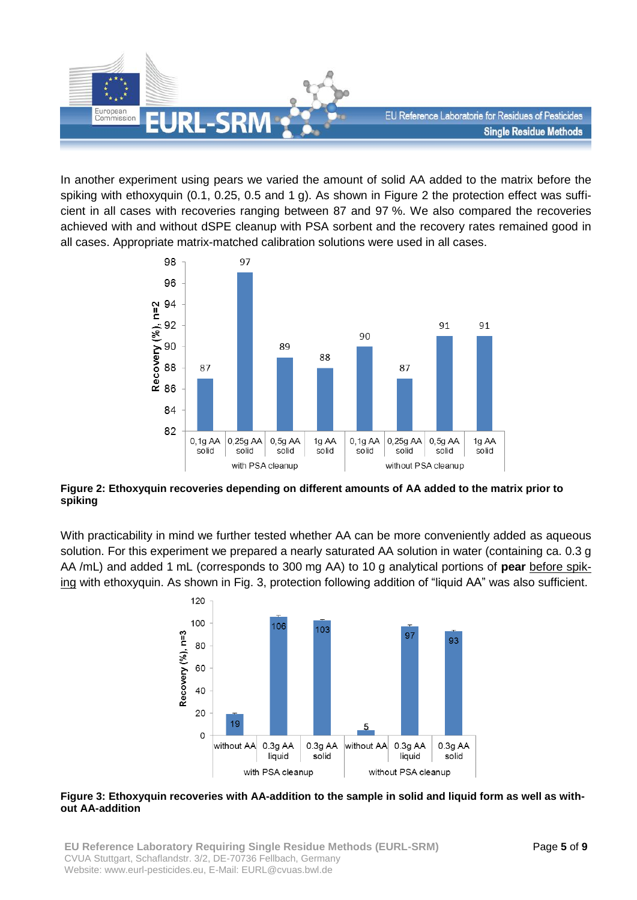In another experiment using pears we varied the amount of solid AA added to the matrix before the spiking with ethoxyquin (0.1, 0.25, 0.5 and 1 g). As shown in Figure 2 the protection effect was sufficient in all cases with recoveries ranging between 87 and 97 %. We also compared the recoveries achieved with and without dSPE cleanup with PSA sorbent and the recovery rates remained good in all cases. Appropriate matrix-matched calibration solutions were used in all cases.

**Figure 2: Ethoxyquin recoveries depending on different amounts of AA added to the matrix prior to spiking**

With practicability in mind we further tested whether AA can be more conveniently added as aqueous solution. For this experiment we prepared a nearly saturated AA solution in water (containing ca. 0.3 g AA /mL) and added 1 mL (corresponds to 300 mg AA) to 10 g analytical portions of **pear** before spiking with ethoxyquin. As shown in Fig. 3, protection following addition of "liquid AA" was also sufficient.

**Figure 3: Ethoxyquin recoveries with AA-addition to the sample in solid and liquid form as well as without AA-addition**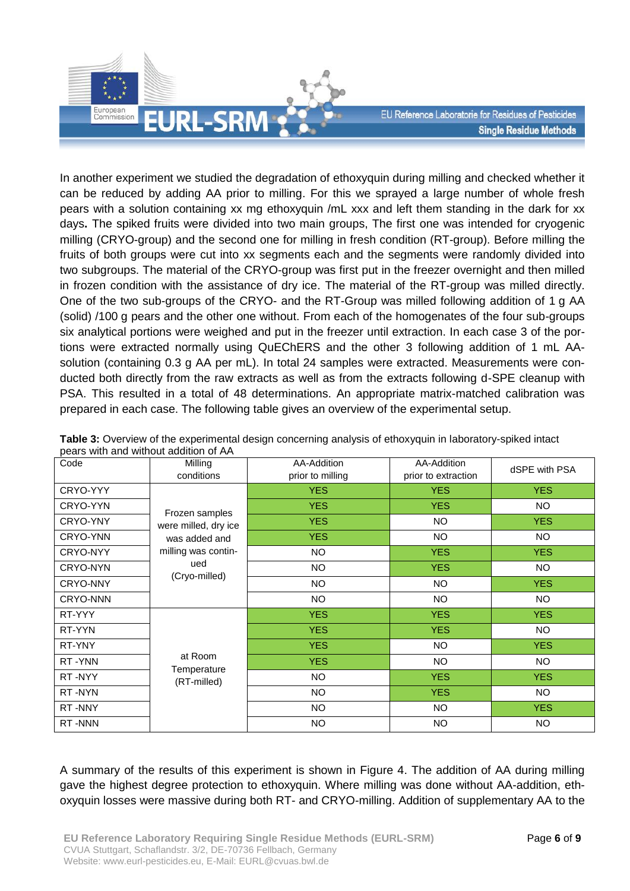In another experiment we studied the degradation of ethoxyquin during milling and checked whether it can be reduced by adding AA prior to milling. For this we sprayed a large number of whole fresh pears with a solution containing xx mg ethoxyquin /mL xxx and left them standing in the dark for xx days**.** The spiked fruits were divided into two main groups, The first one was intended for cryogenic milling (CRYO-group) and the second one for milling in fresh condition (RT-group). Before milling the fruits of both groups were cut into xx segments each and the segments were randomly divided into two subgroups. The material of the CRYO-group was first put in the freezer overnight and then milled in frozen condition with the assistance of dry ice. The material of the RT-group was milled directly. One of the two sub-groups of the CRYO- and the RT-Group was milled following addition of 1 g AA (solid) /100 g pears and the other one without. From each of the homogenates of the four sub-groups six analytical portions were weighed and put in the freezer until extraction. In each case 3 of the portions were extracted normally using QuEChERS and the other 3 following addition of 1 mL AA-solution (containing 0.3 g AA per mL). In total 24 samples were extracted. Measurements were conducted both directly from the raw extracts as well as from the extracts following d-SPE cleanup with PSA. This resulted in a total of 48 determinations. An appropriate matrix-matched calibration was prepared in each case. The following table gives an overview of the experimental setup.

**Table 3:** Overview of the experimental design concerning analysis of ethoxyquin in laboratory-spiked intact pears with and without addition of AA

| Code | Milling conditions | AA-Addition prior to milling | AA-Addition prior to extraction | dSPE with PSA |
|---|---|---|---|---|
| CRYO-YYY | Frozen samples were milled, dry ice was added and milling was continued (Cryo-milled) | YES | YES | YES |
| CRYO-YYN | | YES | YES | NO |
| CRYO-YNY | | YES | NO | YES |
| CRYO-YNN | | YES | NO | NO |
| CRYO-NYY | | NO | YES | YES |
| CRYO-NYN | | NO | YES | NO |
| CRYO-NNY | | NO | NO | YES |
| CRYO-NNN | | NO | NO | NO |
| RT-YYY | at Room Temperature (RT-milled) | YES | YES | YES |
| RT-YYN | | YES | YES | NO |
| RT-YNY | | YES | NO | YES |
| RT -YNN | | YES | NO | NO |
| RT -NYY | | NO | YES | YES |
| RT -NYN | | NO | YES | NO |
| RT -NNY | | NO | NO | YES |
| RT -NNN | | NO | NO | NO |

A summary of the results of this experiment is shown in Figure 4. The addition of AA during milling gave the highest degree protection to ethoxyquin. Where milling was done without AA-addition, ethoxyquin losses were massive during both RT- and CRYO-milling. Addition of supplementary AA to the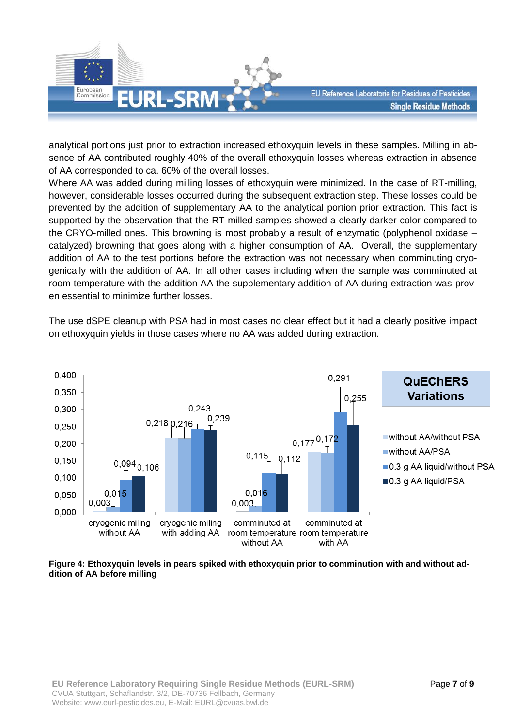analytical portions just prior to extraction increased ethoxyquin levels in these samples. Milling in absence of AA contributed roughly 40% of the overall ethoxyquin losses whereas extraction in absence of AA corresponded to ca. 60% of the overall losses.

Where AA was added during milling losses of ethoxyquin were minimized. In the case of RT-milling, however, considerable losses occurred during the subsequent extraction step. These losses could be prevented by the addition of supplementary AA to the analytical portion prior extraction. This fact is supported by the observation that the RT-milled samples showed a clearly darker color compared to the CRYO-milled ones. This browning is most probably a result of enzymatic (polyphenol oxidase – catalyzed) browning that goes along with a higher consumption of AA. Overall, the supplementary addition of AA to the test portions before the extraction was not necessary when comminuting cryogenically with the addition of AA. In all other cases including when the sample was comminuted at room temperature with the addition AA the supplementary addition of AA during extraction was proven essential to minimize further losses.

The use dSPE cleanup with PSA had in most cases no clear effect but it had a clearly positive impact on ethoxyquin yields in those cases where no AA was added during extraction.

**QuEChERS Variations**

| | without AA/without PSA | without AA/PSA | 0.3 g AA liquid/without PSA | 0.3 g AA liquid/PSA |
|---|---|---|---|---|
| cryogenic miling without AA | 0,003 | 0,015 | 0,094 | 0,106 |
| cryogenic miling with adding AA | 0,218 | 0,216 | 0,243 | 0,239 |
| comminuted at room temperature without AA | 0,003 | 0,016 | 0,115 | 0,112 |
| comminuted at room temperature with AA | 0,177 | 0,172 | 0,291 | 0,255 |

**Figure 4: Ethoxyquin levels in pears spiked with ethoxyquin prior to comminution with and without addition of AA before milling**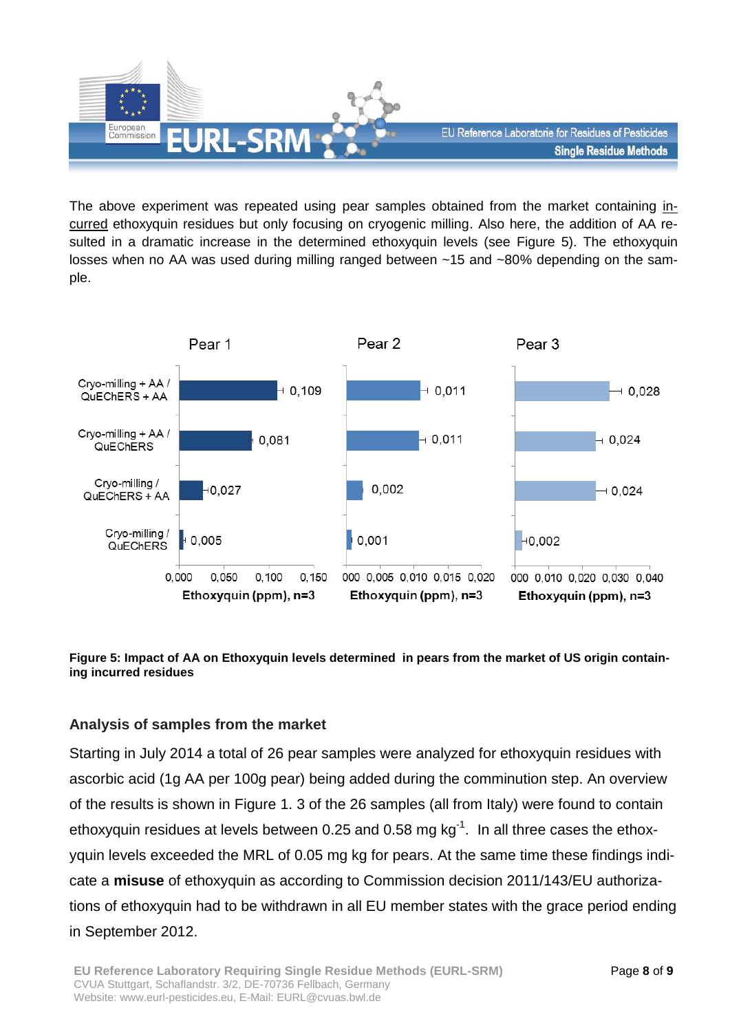The above experiment was repeated using pear samples obtained from the market containing incurred ethoxyquin residues but only focusing on cryogenic milling. Also here, the addition of AA resulted in a dramatic increase in the determined ethoxyquin levels (see Figure 5). The ethoxyquin losses when no AA was used during milling ranged between ~15 and ~80% depending on the sample.

| | Pear 1 | Pear 2 | Pear 3 |
|---|---|---|---|
| Cryo-milling + AA / QuEChERS + AA | 0,109 | 0,011 | 0,028 |
| Cryo-milling + AA / QuEChERS | 0,081 | 0,011 | 0,024 |
| Cryo-milling / QuEChERS + AA | 0,027 | 0,002 | 0,024 |
| Cryo-milling / QuEChERS | 0,005 | 0,001 | 0,002 |

Ethoxyquin (ppm), n=3

**Figure 5: Impact of AA on Ethoxyquin levels determined in pears from the market of US origin containing incurred residues**

### Analysis of samples from the market

Starting in July 2014 a total of 26 pear samples were analyzed for ethoxyquin residues with ascorbic acid (1g AA per 100g pear) being added during the comminution step. An overview of the results is shown in Figure 1. 3 of the 26 samples (all from Italy) were found to contain ethoxyquin residues at levels between 0.25 and 0.58 mg $kg^{-1}$. In all three cases the ethoxyquin levels exceeded the MRL of 0.05 mg kg for pears. At the same time these findings indicate a **misuse** of ethoxyquin as according to Commission decision 2011/143/EU authorizations of ethoxyquin had to be withdrawn in all EU member states with the grace period ending in September 2012.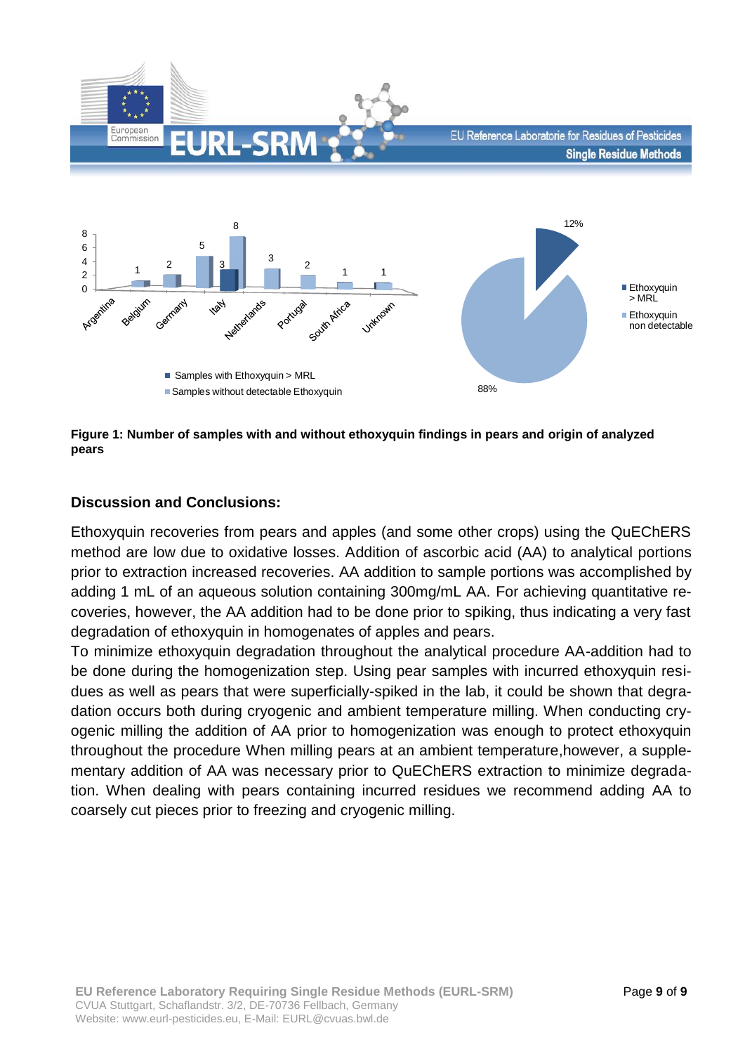8
6
4
2
0

1
2
5
3
8
3
2
1
1

Argentina
Belgium
Germany
Italy
Netherlands
Portugal
South Africa
Unknown

■ Samples with Ethoxyquin > MRL
■ Samples without detectable Ethoxyquin

12%
88%

■ Ethoxyquin > MRL
■ Ethoxyquin non detectable

**Figure 1: Number of samples with and without ethoxyquin findings in pears and origin of analyzed pears**

## Discussion and Conclusions:

Ethoxyquin recoveries from pears and apples (and some other crops) using the QuEChERS method are low due to oxidative losses. Addition of ascorbic acid (AA) to analytical portions prior to extraction increased recoveries. AA addition to sample portions was accomplished by adding 1 mL of an aqueous solution containing 300mg/mL AA. For achieving quantitative recoveries, however, the AA addition had to be done prior to spiking, thus indicating a very fast degradation of ethoxyquin in homogenates of apples and pears.

To minimize ethoxyquin degradation throughout the analytical procedure AA-addition had to be done during the homogenization step. Using pear samples with incurred ethoxyquin residues as well as pears that were superficially-spiked in the lab, it could be shown that degradation occurs both during cryogenic and ambient temperature milling. When conducting cryogenic milling the addition of AA prior to homogenization was enough to protect ethoxyquin throughout the procedure When milling pears at an ambient temperature,however, a supplementary addition of AA was necessary prior to QuEChERS extraction to minimize degradation. When dealing with pears containing incurred residues we recommend adding AA to coarsely cut pieces prior to freezing and cryogenic milling.